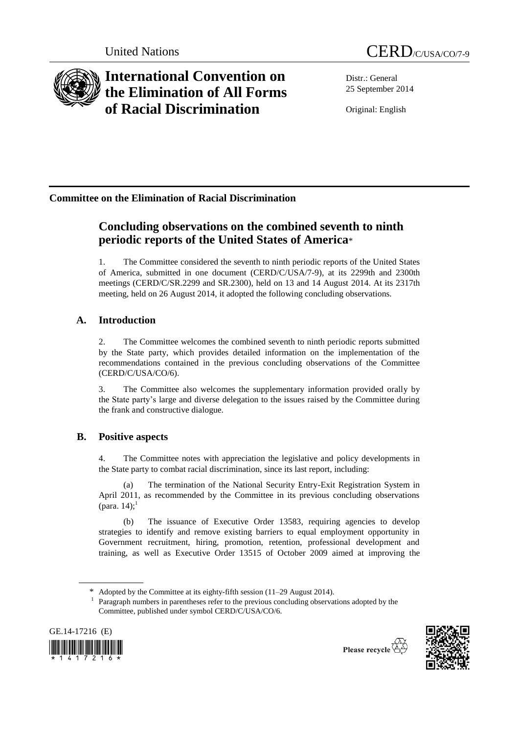United Nations CERD/C/USA/CO/7-9

# International Convention on the Elimination of All Forms of Racial Discrimination

Distr.: General
25 September 2014

Original: English

## Committee on the Elimination of Racial Discrimination

## Concluding observations on the combined seventh to ninth periodic reports of the United States of America*

1. The Committee considered the seventh to ninth periodic reports of the United States of America, submitted in one document (CERD/C/USA/7-9), at its 2299th and 2300th meetings (CERD/C/SR.2299 and SR.2300), held on 13 and 14 August 2014. At its 2317th meeting, held on 26 August 2014, it adopted the following concluding observations.

### A. Introduction

2. The Committee welcomes the combined seventh to ninth periodic reports submitted by the State party, which provides detailed information on the implementation of the recommendations contained in the previous concluding observations of the Committee (CERD/C/USA/CO/6).

3. The Committee also welcomes the supplementary information provided orally by the State party's large and diverse delegation to the issues raised by the Committee during the frank and constructive dialogue.

### B. Positive aspects

4. The Committee notes with appreciation the legislative and policy developments in the State party to combat racial discrimination, since its last report, including:

(a) The termination of the National Security Entry-Exit Registration System in April 2011, as recommended by the Committee in its previous concluding observations (para. 14);[1]

(b) The issuance of Executive Order 13583, requiring agencies to develop strategies to identify and remove existing barriers to equal employment opportunity in Government recruitment, hiring, promotion, retention, professional development and training, as well as Executive Order 13515 of October 2009 aimed at improving the

---

\* Adopted by the Committee at its eighty-fifth session (11–29 August 2014).

[1] Paragraph numbers in parentheses refer to the previous concluding observations adopted by the Committee, published under symbol CERD/C/USA/CO/6.

GE.14-17216 (E)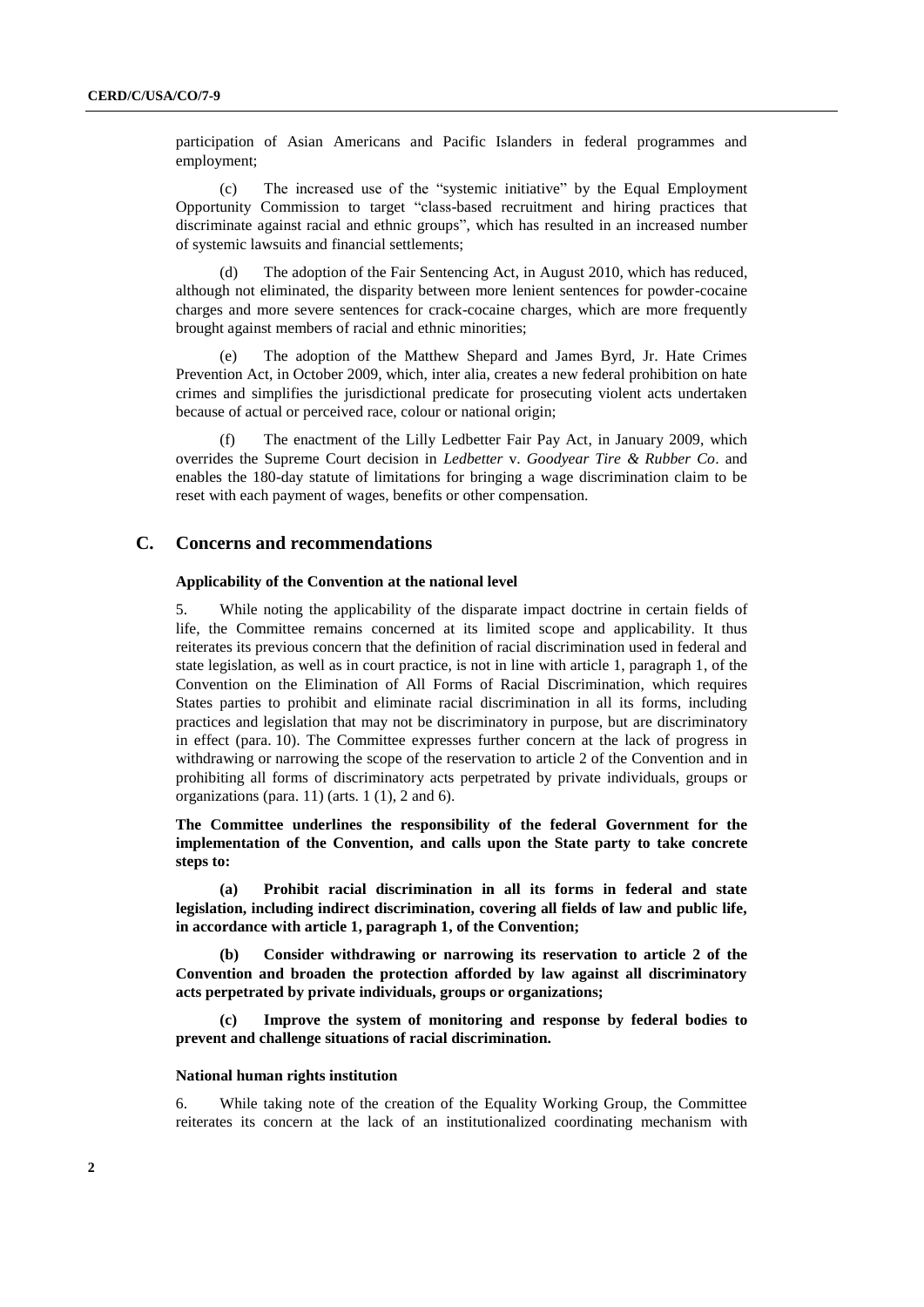participation of Asian Americans and Pacific Islanders in federal programmes and employment;

(c) The increased use of the "systemic initiative" by the Equal Employment Opportunity Commission to target "class-based recruitment and hiring practices that discriminate against racial and ethnic groups", which has resulted in an increased number of systemic lawsuits and financial settlements;

(d) The adoption of the Fair Sentencing Act, in August 2010, which has reduced, although not eliminated, the disparity between more lenient sentences for powder-cocaine charges and more severe sentences for crack-cocaine charges, which are more frequently brought against members of racial and ethnic minorities;

(e) The adoption of the Matthew Shepard and James Byrd, Jr. Hate Crimes Prevention Act, in October 2009, which, inter alia, creates a new federal prohibition on hate crimes and simplifies the jurisdictional predicate for prosecuting violent acts undertaken because of actual or perceived race, colour or national origin;

(f) The enactment of the Lilly Ledbetter Fair Pay Act, in January 2009, which overrides the Supreme Court decision in *Ledbetter* v. *Goodyear Tire & Rubber Co*. and enables the 180-day statute of limitations for bringing a wage discrimination claim to be reset with each payment of wages, benefits or other compensation.

## C. Concerns and recommendations

### Applicability of the Convention at the national level

5. While noting the applicability of the disparate impact doctrine in certain fields of life, the Committee remains concerned at its limited scope and applicability. It thus reiterates its previous concern that the definition of racial discrimination used in federal and state legislation, as well as in court practice, is not in line with article 1, paragraph 1, of the Convention on the Elimination of All Forms of Racial Discrimination, which requires States parties to prohibit and eliminate racial discrimination in all its forms, including practices and legislation that may not be discriminatory in purpose, but are discriminatory in effect (para. 10). The Committee expresses further concern at the lack of progress in withdrawing or narrowing the scope of the reservation to article 2 of the Convention and in prohibiting all forms of discriminatory acts perpetrated by private individuals, groups or organizations (para. 11) (arts. 1 (1), 2 and 6).

**The Committee underlines the responsibility of the federal Government for the implementation of the Convention, and calls upon the State party to take concrete steps to:**

**(a) Prohibit racial discrimination in all its forms in federal and state legislation, including indirect discrimination, covering all fields of law and public life, in accordance with article 1, paragraph 1, of the Convention;**

**(b) Consider withdrawing or narrowing its reservation to article 2 of the Convention and broaden the protection afforded by law against all discriminatory acts perpetrated by private individuals, groups or organizations;**

**(c) Improve the system of monitoring and response by federal bodies to prevent and challenge situations of racial discrimination.**

### National human rights institution

6. While taking note of the creation of the Equality Working Group, the Committee reiterates its concern at the lack of an institutionalized coordinating mechanism with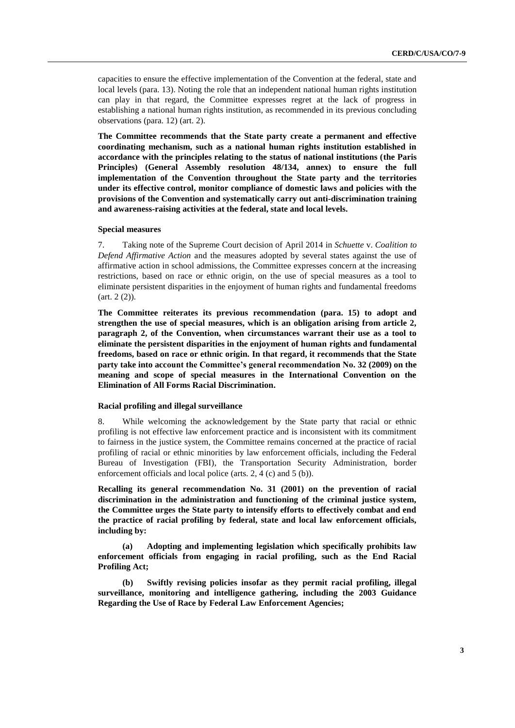capacities to ensure the effective implementation of the Convention at the federal, state and local levels (para. 13). Noting the role that an independent national human rights institution can play in that regard, the Committee expresses regret at the lack of progress in establishing a national human rights institution, as recommended in its previous concluding observations (para. 12) (art. 2).

**The Committee recommends that the State party create a permanent and effective coordinating mechanism, such as a national human rights institution established in accordance with the principles relating to the status of national institutions (the Paris Principles) (General Assembly resolution 48/134, annex) to ensure the full implementation of the Convention throughout the State party and the territories under its effective control, monitor compliance of domestic laws and policies with the provisions of the Convention and systematically carry out anti-discrimination training and awareness-raising activities at the federal, state and local levels.**

#### Special measures

7. Taking note of the Supreme Court decision of April 2014 in *Schuette* v. *Coalition to Defend Affirmative Action* and the measures adopted by several states against the use of affirmative action in school admissions, the Committee expresses concern at the increasing restrictions, based on race or ethnic origin, on the use of special measures as a tool to eliminate persistent disparities in the enjoyment of human rights and fundamental freedoms (art. 2 (2)).

**The Committee reiterates its previous recommendation (para. 15) to adopt and strengthen the use of special measures, which is an obligation arising from article 2, paragraph 2, of the Convention, when circumstances warrant their use as a tool to eliminate the persistent disparities in the enjoyment of human rights and fundamental freedoms, based on race or ethnic origin. In that regard, it recommends that the State party take into account the Committee's general recommendation No. 32 (2009) on the meaning and scope of special measures in the International Convention on the Elimination of All Forms Racial Discrimination.**

#### Racial profiling and illegal surveillance

8. While welcoming the acknowledgement by the State party that racial or ethnic profiling is not effective law enforcement practice and is inconsistent with its commitment to fairness in the justice system, the Committee remains concerned at the practice of racial profiling of racial or ethnic minorities by law enforcement officials, including the Federal Bureau of Investigation (FBI), the Transportation Security Administration, border enforcement officials and local police (arts. 2, 4 (c) and 5 (b)).

**Recalling its general recommendation No. 31 (2001) on the prevention of racial discrimination in the administration and functioning of the criminal justice system, the Committee urges the State party to intensify efforts to effectively combat and end the practice of racial profiling by federal, state and local law enforcement officials, including by:**

**(a) Adopting and implementing legislation which specifically prohibits law enforcement officials from engaging in racial profiling, such as the End Racial Profiling Act;**

**(b) Swiftly revising policies insofar as they permit racial profiling, illegal surveillance, monitoring and intelligence gathering, including the 2003 Guidance Regarding the Use of Race by Federal Law Enforcement Agencies;**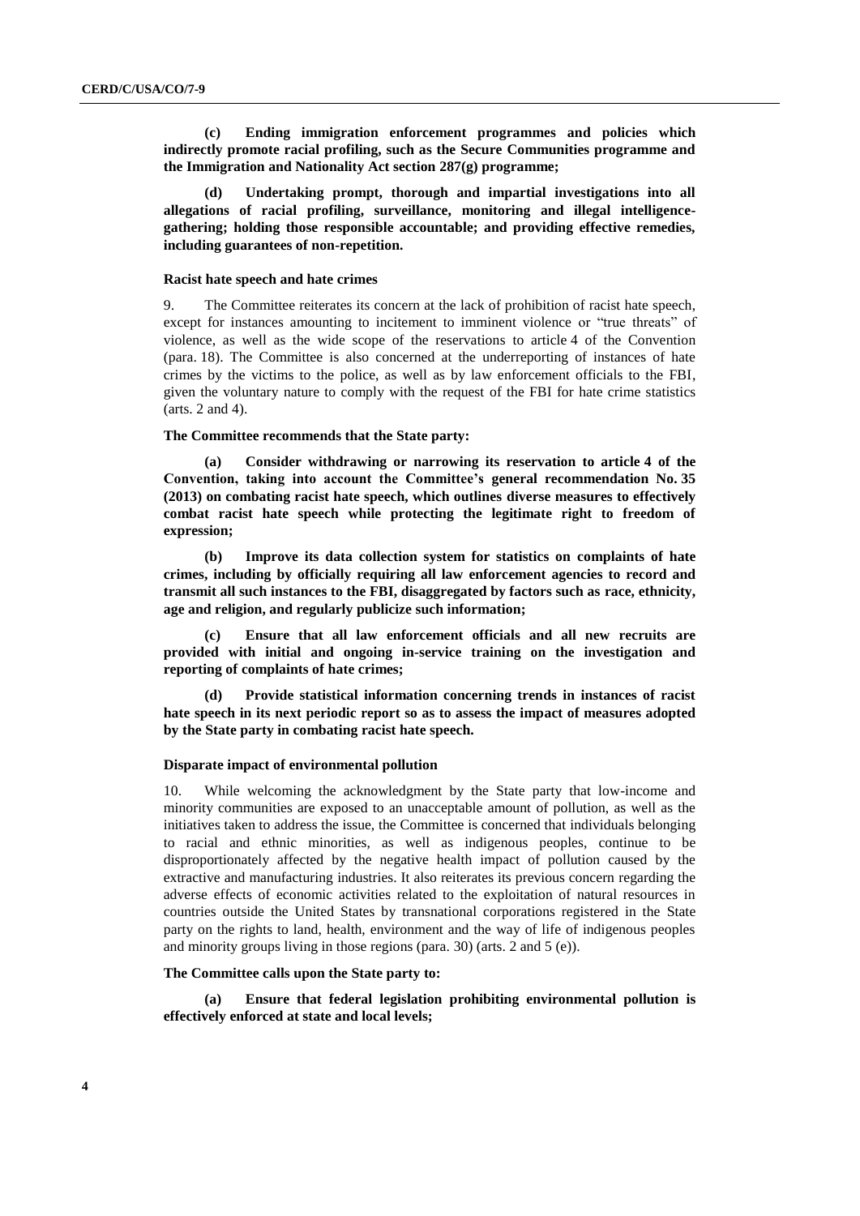**(c) Ending immigration enforcement programmes and policies which indirectly promote racial profiling, such as the Secure Communities programme and the Immigration and Nationality Act section 287(g) programme;**

**(d) Undertaking prompt, thorough and impartial investigations into all allegations of racial profiling, surveillance, monitoring and illegal intelligence-gathering; holding those responsible accountable; and providing effective remedies, including guarantees of non-repetition.**

#### Racist hate speech and hate crimes

9. The Committee reiterates its concern at the lack of prohibition of racist hate speech, except for instances amounting to incitement to imminent violence or "true threats" of violence, as well as the wide scope of the reservations to article 4 of the Convention (para. 18). The Committee is also concerned at the underreporting of instances of hate crimes by the victims to the police, as well as by law enforcement officials to the FBI, given the voluntary nature to comply with the request of the FBI for hate crime statistics (arts. 2 and 4).

**The Committee recommends that the State party:**

**(a) Consider withdrawing or narrowing its reservation to article 4 of the Convention, taking into account the Committee's general recommendation No. 35 (2013) on combating racist hate speech, which outlines diverse measures to effectively combat racist hate speech while protecting the legitimate right to freedom of expression;**

**(b) Improve its data collection system for statistics on complaints of hate crimes, including by officially requiring all law enforcement agencies to record and transmit all such instances to the FBI, disaggregated by factors such as race, ethnicity, age and religion, and regularly publicize such information;**

**(c) Ensure that all law enforcement officials and all new recruits are provided with initial and ongoing in-service training on the investigation and reporting of complaints of hate crimes;**

**(d) Provide statistical information concerning trends in instances of racist hate speech in its next periodic report so as to assess the impact of measures adopted by the State party in combating racist hate speech.**

#### Disparate impact of environmental pollution

10. While welcoming the acknowledgment by the State party that low-income and minority communities are exposed to an unacceptable amount of pollution, as well as the initiatives taken to address the issue, the Committee is concerned that individuals belonging to racial and ethnic minorities, as well as indigenous peoples, continue to be disproportionately affected by the negative health impact of pollution caused by the extractive and manufacturing industries. It also reiterates its previous concern regarding the adverse effects of economic activities related to the exploitation of natural resources in countries outside the United States by transnational corporations registered in the State party on the rights to land, health, environment and the way of life of indigenous peoples and minority groups living in those regions (para. 30) (arts. 2 and 5 (e)).

**The Committee calls upon the State party to:**

**(a) Ensure that federal legislation prohibiting environmental pollution is effectively enforced at state and local levels;**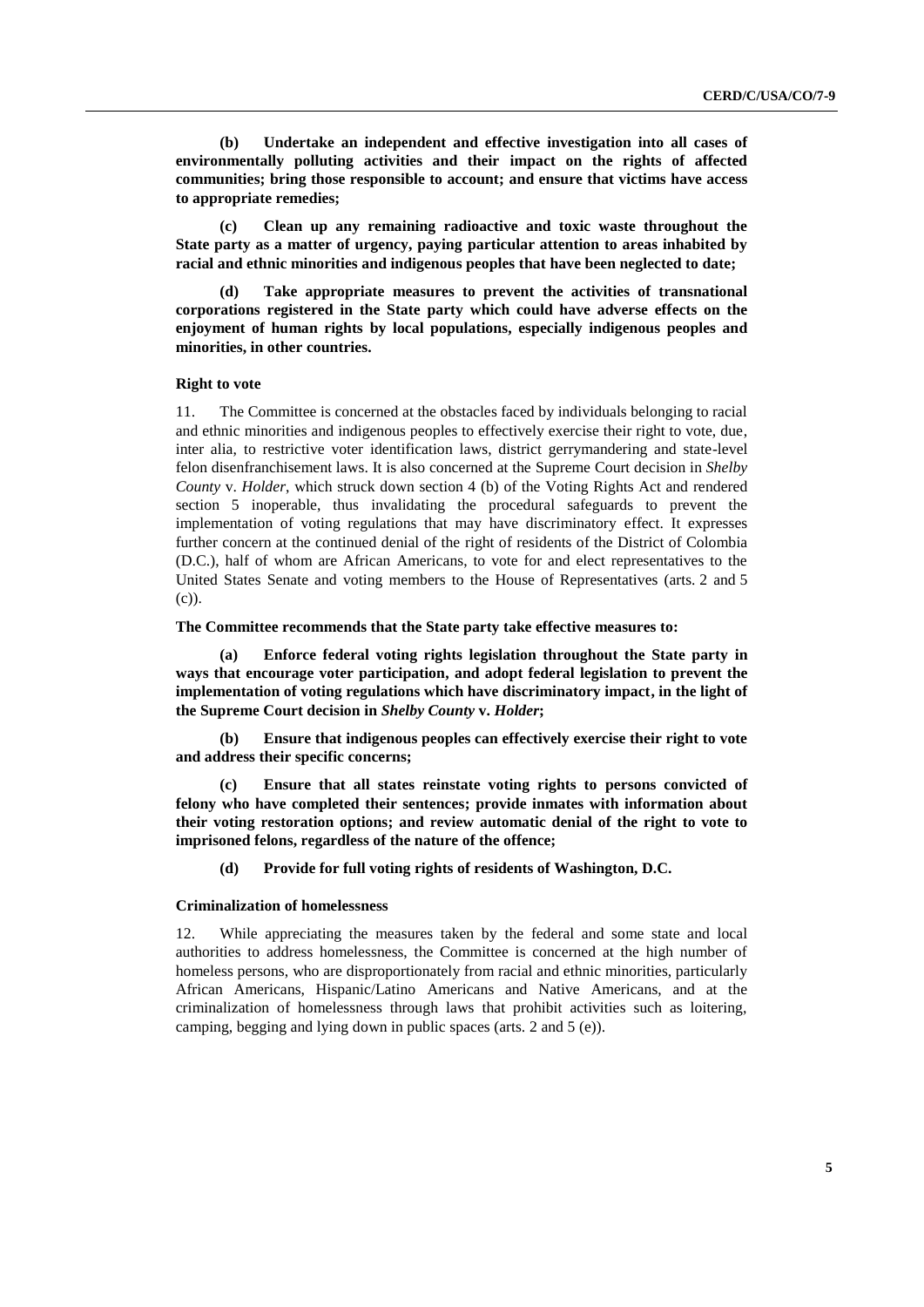**(b) Undertake an independent and effective investigation into all cases of environmentally polluting activities and their impact on the rights of affected communities; bring those responsible to account; and ensure that victims have access to appropriate remedies;**

**(c) Clean up any remaining radioactive and toxic waste throughout the State party as a matter of urgency, paying particular attention to areas inhabited by racial and ethnic minorities and indigenous peoples that have been neglected to date;**

**(d) Take appropriate measures to prevent the activities of transnational corporations registered in the State party which could have adverse effects on the enjoyment of human rights by local populations, especially indigenous peoples and minorities, in other countries.**

#### Right to vote

11. The Committee is concerned at the obstacles faced by individuals belonging to racial and ethnic minorities and indigenous peoples to effectively exercise their right to vote, due, inter alia, to restrictive voter identification laws, district gerrymandering and state-level felon disenfranchisement laws. It is also concerned at the Supreme Court decision in *Shelby County* v. *Holder*, which struck down section 4 (b) of the Voting Rights Act and rendered section 5 inoperable, thus invalidating the procedural safeguards to prevent the implementation of voting regulations that may have discriminatory effect. It expresses further concern at the continued denial of the right of residents of the District of Colombia (D.C.), half of whom are African Americans, to vote for and elect representatives to the United States Senate and voting members to the House of Representatives (arts. 2 and 5 (c)).

**The Committee recommends that the State party take effective measures to:**

**(a) Enforce federal voting rights legislation throughout the State party in ways that encourage voter participation, and adopt federal legislation to prevent the implementation of voting regulations which have discriminatory impact, in the light of the Supreme Court decision in *Shelby County* v. *Holder*;**

**(b) Ensure that indigenous peoples can effectively exercise their right to vote and address their specific concerns;**

**(c) Ensure that all states reinstate voting rights to persons convicted of felony who have completed their sentences; provide inmates with information about their voting restoration options; and review automatic denial of the right to vote to imprisoned felons, regardless of the nature of the offence;**

**(d) Provide for full voting rights of residents of Washington, D.C.**

#### Criminalization of homelessness

12. While appreciating the measures taken by the federal and some state and local authorities to address homelessness, the Committee is concerned at the high number of homeless persons, who are disproportionately from racial and ethnic minorities, particularly African Americans, Hispanic/Latino Americans and Native Americans, and at the criminalization of homelessness through laws that prohibit activities such as loitering, camping, begging and lying down in public spaces (arts. 2 and 5 (e)).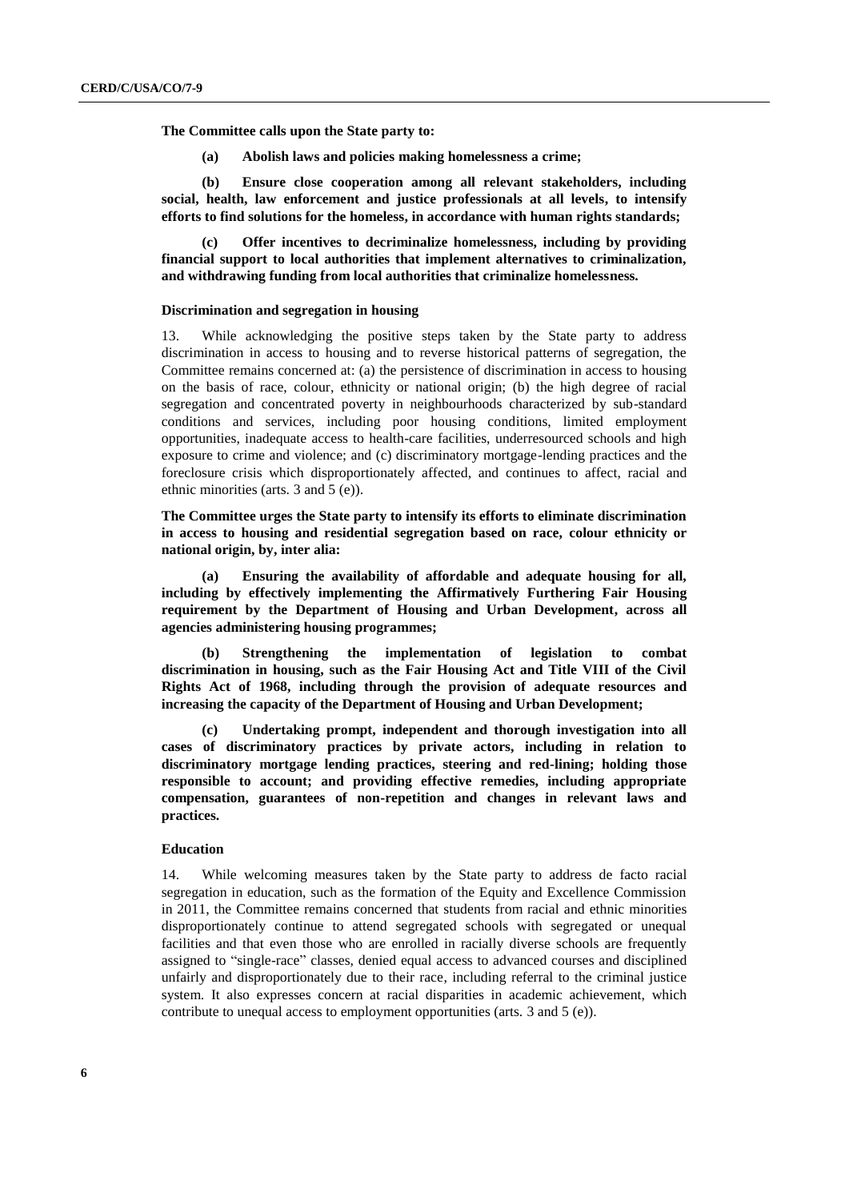**The Committee calls upon the State party to:**

**(a) Abolish laws and policies making homelessness a crime;**

**(b) Ensure close cooperation among all relevant stakeholders, including social, health, law enforcement and justice professionals at all levels, to intensify efforts to find solutions for the homeless, in accordance with human rights standards;**

**(c) Offer incentives to decriminalize homelessness, including by providing financial support to local authorities that implement alternatives to criminalization, and withdrawing funding from local authorities that criminalize homelessness.**

#### Discrimination and segregation in housing

13. While acknowledging the positive steps taken by the State party to address discrimination in access to housing and to reverse historical patterns of segregation, the Committee remains concerned at: (a) the persistence of discrimination in access to housing on the basis of race, colour, ethnicity or national origin; (b) the high degree of racial segregation and concentrated poverty in neighbourhoods characterized by sub-standard conditions and services, including poor housing conditions, limited employment opportunities, inadequate access to health-care facilities, underresourced schools and high exposure to crime and violence; and (c) discriminatory mortgage-lending practices and the foreclosure crisis which disproportionately affected, and continues to affect, racial and ethnic minorities (arts. 3 and 5 (e)).

**The Committee urges the State party to intensify its efforts to eliminate discrimination in access to housing and residential segregation based on race, colour ethnicity or national origin, by, inter alia:**

**(a) Ensuring the availability of affordable and adequate housing for all, including by effectively implementing the Affirmatively Furthering Fair Housing requirement by the Department of Housing and Urban Development, across all agencies administering housing programmes;**

**(b) Strengthening the implementation of legislation to combat discrimination in housing, such as the Fair Housing Act and Title VIII of the Civil Rights Act of 1968, including through the provision of adequate resources and increasing the capacity of the Department of Housing and Urban Development;**

**(c) Undertaking prompt, independent and thorough investigation into all cases of discriminatory practices by private actors, including in relation to discriminatory mortgage lending practices, steering and red-lining; holding those responsible to account; and providing effective remedies, including appropriate compensation, guarantees of non-repetition and changes in relevant laws and practices.**

#### Education

14. While welcoming measures taken by the State party to address de facto racial segregation in education, such as the formation of the Equity and Excellence Commission in 2011, the Committee remains concerned that students from racial and ethnic minorities disproportionately continue to attend segregated schools with segregated or unequal facilities and that even those who are enrolled in racially diverse schools are frequently assigned to "single-race" classes, denied equal access to advanced courses and disciplined unfairly and disproportionately due to their race, including referral to the criminal justice system. It also expresses concern at racial disparities in academic achievement, which contribute to unequal access to employment opportunities (arts. 3 and 5 (e)).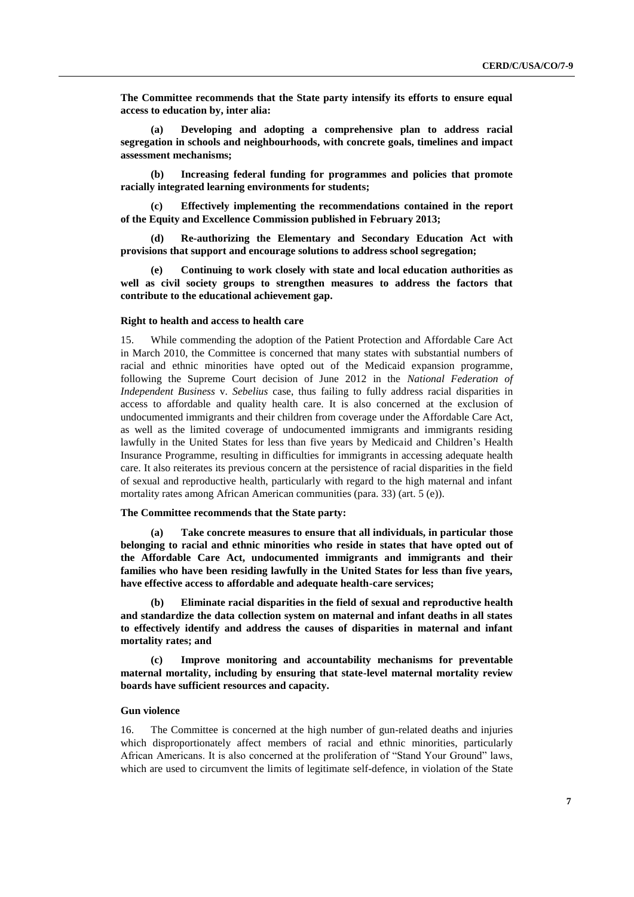**The Committee recommends that the State party intensify its efforts to ensure equal access to education by, inter alia:**

**(a) Developing and adopting a comprehensive plan to address racial segregation in schools and neighbourhoods, with concrete goals, timelines and impact assessment mechanisms;**

**(b) Increasing federal funding for programmes and policies that promote racially integrated learning environments for students;**

**(c) Effectively implementing the recommendations contained in the report of the Equity and Excellence Commission published in February 2013;**

**(d) Re-authorizing the Elementary and Secondary Education Act with provisions that support and encourage solutions to address school segregation;**

**(e) Continuing to work closely with state and local education authorities as well as civil society groups to strengthen measures to address the factors that contribute to the educational achievement gap.**

### Right to health and access to health care

15. While commending the adoption of the Patient Protection and Affordable Care Act in March 2010, the Committee is concerned that many states with substantial numbers of racial and ethnic minorities have opted out of the Medicaid expansion programme, following the Supreme Court decision of June 2012 in the *National Federation of Independent Business* v. *Sebelius* case, thus failing to fully address racial disparities in access to affordable and quality health care. It is also concerned at the exclusion of undocumented immigrants and their children from coverage under the Affordable Care Act, as well as the limited coverage of undocumented immigrants and immigrants residing lawfully in the United States for less than five years by Medicaid and Children's Health Insurance Programme, resulting in difficulties for immigrants in accessing adequate health care. It also reiterates its previous concern at the persistence of racial disparities in the field of sexual and reproductive health, particularly with regard to the high maternal and infant mortality rates among African American communities (para. 33) (art. 5 (e)).

**The Committee recommends that the State party:**

**(a) Take concrete measures to ensure that all individuals, in particular those belonging to racial and ethnic minorities who reside in states that have opted out of the Affordable Care Act, undocumented immigrants and immigrants and their families who have been residing lawfully in the United States for less than five years, have effective access to affordable and adequate health-care services;**

**(b) Eliminate racial disparities in the field of sexual and reproductive health and standardize the data collection system on maternal and infant deaths in all states to effectively identify and address the causes of disparities in maternal and infant mortality rates; and**

**(c) Improve monitoring and accountability mechanisms for preventable maternal mortality, including by ensuring that state-level maternal mortality review boards have sufficient resources and capacity.**

### Gun violence

16. The Committee is concerned at the high number of gun-related deaths and injuries which disproportionately affect members of racial and ethnic minorities, particularly African Americans. It is also concerned at the proliferation of "Stand Your Ground" laws, which are used to circumvent the limits of legitimate self-defence, in violation of the State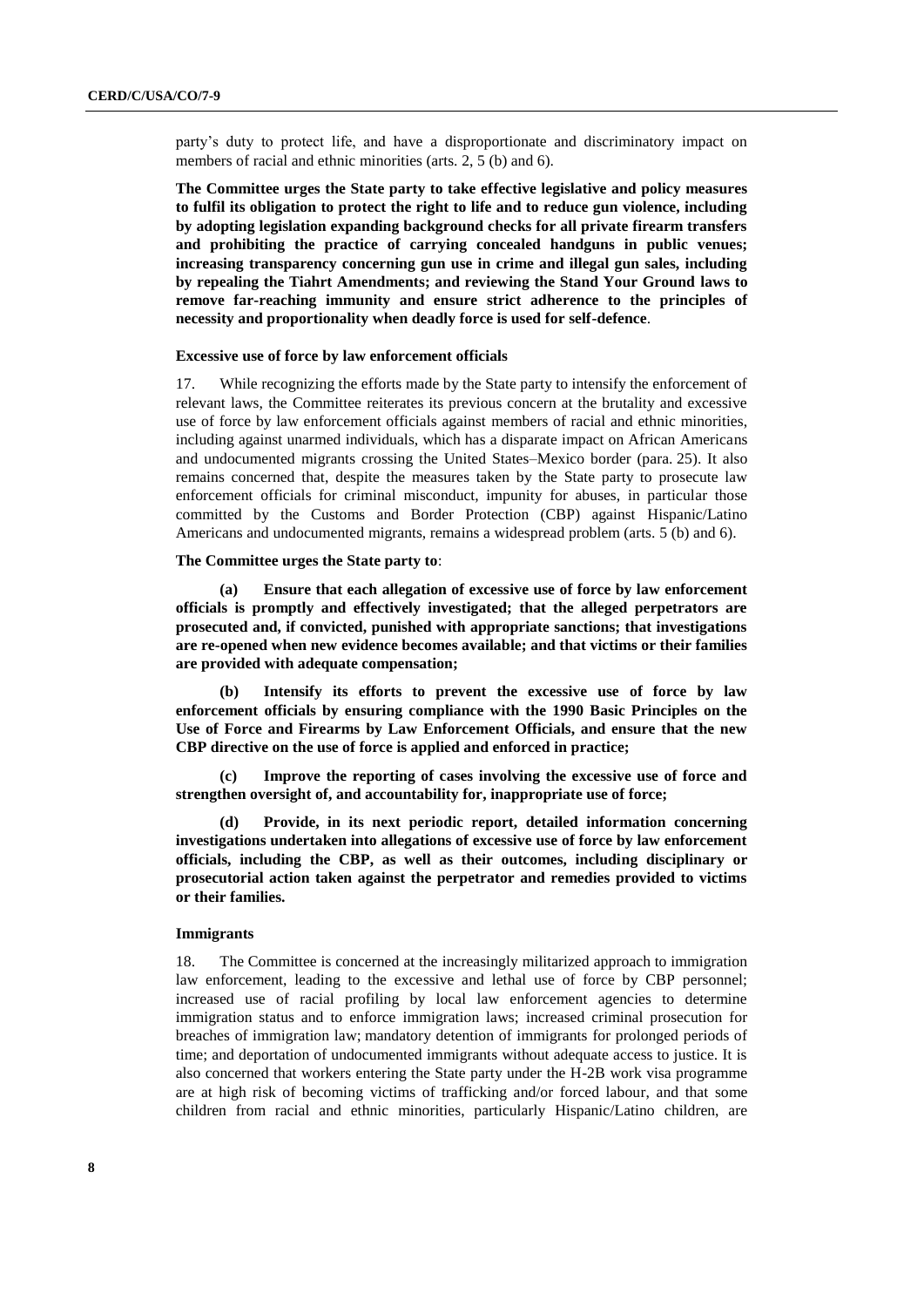party's duty to protect life, and have a disproportionate and discriminatory impact on members of racial and ethnic minorities (arts. 2, 5 (b) and 6).

**The Committee urges the State party to take effective legislative and policy measures to fulfil its obligation to protect the right to life and to reduce gun violence, including by adopting legislation expanding background checks for all private firearm transfers and prohibiting the practice of carrying concealed handguns in public venues; increasing transparency concerning gun use in crime and illegal gun sales, including by repealing the Tiahrt Amendments; and reviewing the Stand Your Ground laws to remove far-reaching immunity and ensure strict adherence to the principles of necessity and proportionality when deadly force is used for self-defence**.

#### Excessive use of force by law enforcement officials

17. While recognizing the efforts made by the State party to intensify the enforcement of relevant laws, the Committee reiterates its previous concern at the brutality and excessive use of force by law enforcement officials against members of racial and ethnic minorities, including against unarmed individuals, which has a disparate impact on African Americans and undocumented migrants crossing the United States–Mexico border (para. 25). It also remains concerned that, despite the measures taken by the State party to prosecute law enforcement officials for criminal misconduct, impunity for abuses, in particular those committed by the Customs and Border Protection (CBP) against Hispanic/Latino Americans and undocumented migrants, remains a widespread problem (arts. 5 (b) and 6).

**The Committee urges the State party to**:

**(a) Ensure that each allegation of excessive use of force by law enforcement officials is promptly and effectively investigated; that the alleged perpetrators are prosecuted and, if convicted, punished with appropriate sanctions; that investigations are re-opened when new evidence becomes available; and that victims or their families are provided with adequate compensation;**

**(b) Intensify its efforts to prevent the excessive use of force by law enforcement officials by ensuring compliance with the 1990 Basic Principles on the Use of Force and Firearms by Law Enforcement Officials, and ensure that the new CBP directive on the use of force is applied and enforced in practice;**

**(c) Improve the reporting of cases involving the excessive use of force and strengthen oversight of, and accountability for, inappropriate use of force;**

**(d) Provide, in its next periodic report, detailed information concerning investigations undertaken into allegations of excessive use of force by law enforcement officials, including the CBP, as well as their outcomes, including disciplinary or prosecutorial action taken against the perpetrator and remedies provided to victims or their families.**

#### Immigrants

18. The Committee is concerned at the increasingly militarized approach to immigration law enforcement, leading to the excessive and lethal use of force by CBP personnel; increased use of racial profiling by local law enforcement agencies to determine immigration status and to enforce immigration laws; increased criminal prosecution for breaches of immigration law; mandatory detention of immigrants for prolonged periods of time; and deportation of undocumented immigrants without adequate access to justice. It is also concerned that workers entering the State party under the H-2B work visa programme are at high risk of becoming victims of trafficking and/or forced labour, and that some children from racial and ethnic minorities, particularly Hispanic/Latino children, are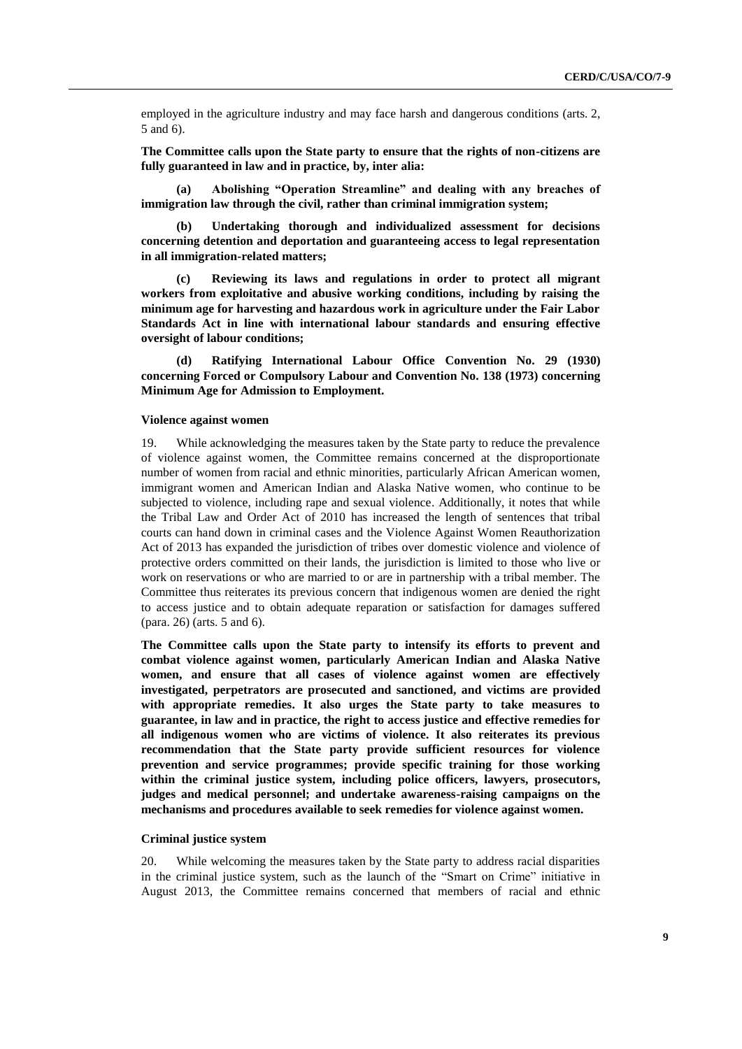employed in the agriculture industry and may face harsh and dangerous conditions (arts. 2, 5 and 6).

**The Committee calls upon the State party to ensure that the rights of non-citizens are fully guaranteed in law and in practice, by, inter alia:**

**(a) Abolishing "Operation Streamline" and dealing with any breaches of immigration law through the civil, rather than criminal immigration system;**

**(b) Undertaking thorough and individualized assessment for decisions concerning detention and deportation and guaranteeing access to legal representation in all immigration-related matters;**

**(c) Reviewing its laws and regulations in order to protect all migrant workers from exploitative and abusive working conditions, including by raising the minimum age for harvesting and hazardous work in agriculture under the Fair Labor Standards Act in line with international labour standards and ensuring effective oversight of labour conditions;**

**(d) Ratifying International Labour Office Convention No. 29 (1930) concerning Forced or Compulsory Labour and Convention No. 138 (1973) concerning Minimum Age for Admission to Employment.**

### Violence against women

19. While acknowledging the measures taken by the State party to reduce the prevalence of violence against women, the Committee remains concerned at the disproportionate number of women from racial and ethnic minorities, particularly African American women, immigrant women and American Indian and Alaska Native women, who continue to be subjected to violence, including rape and sexual violence. Additionally, it notes that while the Tribal Law and Order Act of 2010 has increased the length of sentences that tribal courts can hand down in criminal cases and the Violence Against Women Reauthorization Act of 2013 has expanded the jurisdiction of tribes over domestic violence and violence of protective orders committed on their lands, the jurisdiction is limited to those who live or work on reservations or who are married to or are in partnership with a tribal member. The Committee thus reiterates its previous concern that indigenous women are denied the right to access justice and to obtain adequate reparation or satisfaction for damages suffered (para. 26) (arts. 5 and 6).

**The Committee calls upon the State party to intensify its efforts to prevent and combat violence against women, particularly American Indian and Alaska Native women, and ensure that all cases of violence against women are effectively investigated, perpetrators are prosecuted and sanctioned, and victims are provided with appropriate remedies. It also urges the State party to take measures to guarantee, in law and in practice, the right to access justice and effective remedies for all indigenous women who are victims of violence. It also reiterates its previous recommendation that the State party provide sufficient resources for violence prevention and service programmes; provide specific training for those working within the criminal justice system, including police officers, lawyers, prosecutors, judges and medical personnel; and undertake awareness-raising campaigns on the mechanisms and procedures available to seek remedies for violence against women.**

### Criminal justice system

20. While welcoming the measures taken by the State party to address racial disparities in the criminal justice system, such as the launch of the "Smart on Crime" initiative in August 2013, the Committee remains concerned that members of racial and ethnic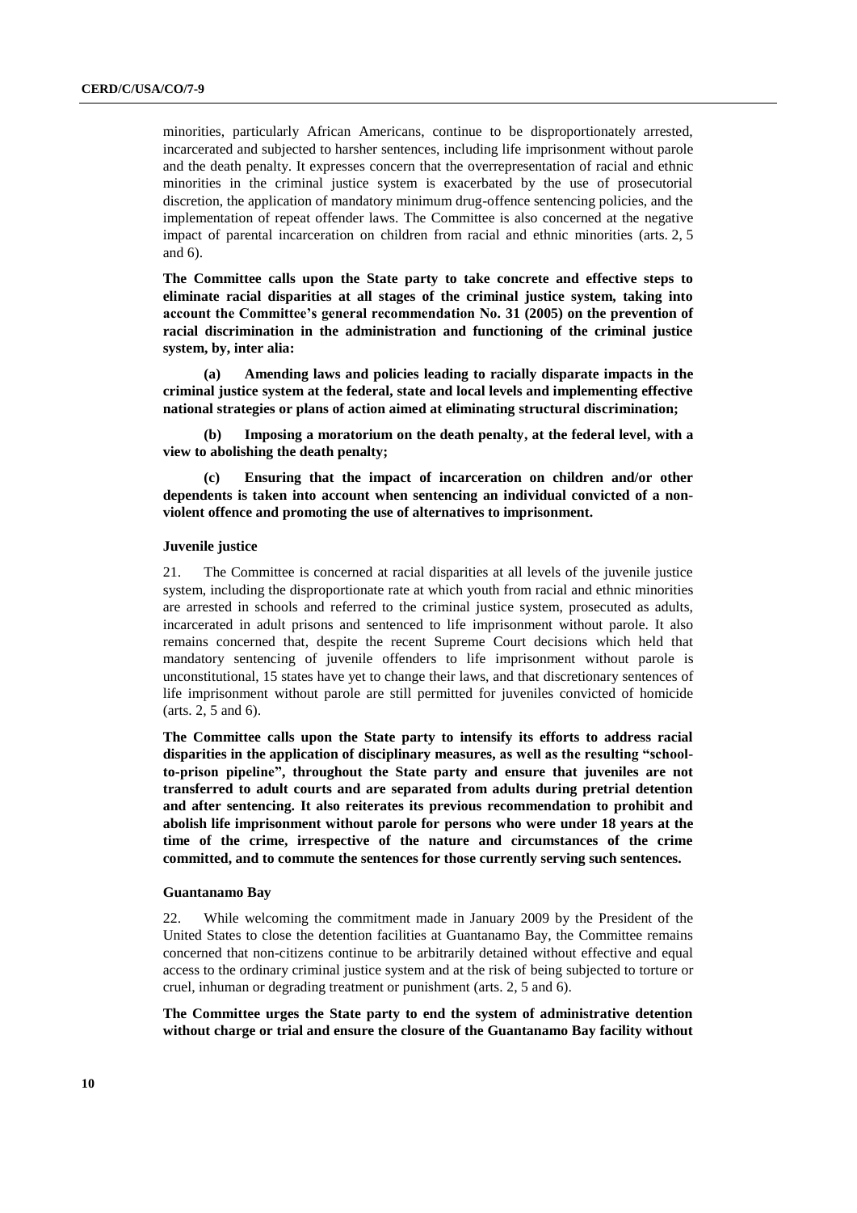minorities, particularly African Americans, continue to be disproportionately arrested, incarcerated and subjected to harsher sentences, including life imprisonment without parole and the death penalty. It expresses concern that the overrepresentation of racial and ethnic minorities in the criminal justice system is exacerbated by the use of prosecutorial discretion, the application of mandatory minimum drug-offence sentencing policies, and the implementation of repeat offender laws. The Committee is also concerned at the negative impact of parental incarceration on children from racial and ethnic minorities (arts. 2, 5 and 6).

**The Committee calls upon the State party to take concrete and effective steps to eliminate racial disparities at all stages of the criminal justice system, taking into account the Committee's general recommendation No. 31 (2005) on the prevention of racial discrimination in the administration and functioning of the criminal justice system, by, inter alia:**

**(a) Amending laws and policies leading to racially disparate impacts in the criminal justice system at the federal, state and local levels and implementing effective national strategies or plans of action aimed at eliminating structural discrimination;**

**(b) Imposing a moratorium on the death penalty, at the federal level, with a view to abolishing the death penalty;**

**(c) Ensuring that the impact of incarceration on children and/or other dependents is taken into account when sentencing an individual convicted of a non-violent offence and promoting the use of alternatives to imprisonment.**

### Juvenile justice

21. The Committee is concerned at racial disparities at all levels of the juvenile justice system, including the disproportionate rate at which youth from racial and ethnic minorities are arrested in schools and referred to the criminal justice system, prosecuted as adults, incarcerated in adult prisons and sentenced to life imprisonment without parole. It also remains concerned that, despite the recent Supreme Court decisions which held that mandatory sentencing of juvenile offenders to life imprisonment without parole is unconstitutional, 15 states have yet to change their laws, and that discretionary sentences of life imprisonment without parole are still permitted for juveniles convicted of homicide (arts. 2, 5 and 6).

**The Committee calls upon the State party to intensify its efforts to address racial disparities in the application of disciplinary measures, as well as the resulting "school-to-prison pipeline", throughout the State party and ensure that juveniles are not transferred to adult courts and are separated from adults during pretrial detention and after sentencing. It also reiterates its previous recommendation to prohibit and abolish life imprisonment without parole for persons who were under 18 years at the time of the crime, irrespective of the nature and circumstances of the crime committed, and to commute the sentences for those currently serving such sentences.**

### Guantanamo Bay

22. While welcoming the commitment made in January 2009 by the President of the United States to close the detention facilities at Guantanamo Bay, the Committee remains concerned that non-citizens continue to be arbitrarily detained without effective and equal access to the ordinary criminal justice system and at the risk of being subjected to torture or cruel, inhuman or degrading treatment or punishment (arts. 2, 5 and 6).

**The Committee urges the State party to end the system of administrative detention without charge or trial and ensure the closure of the Guantanamo Bay facility without**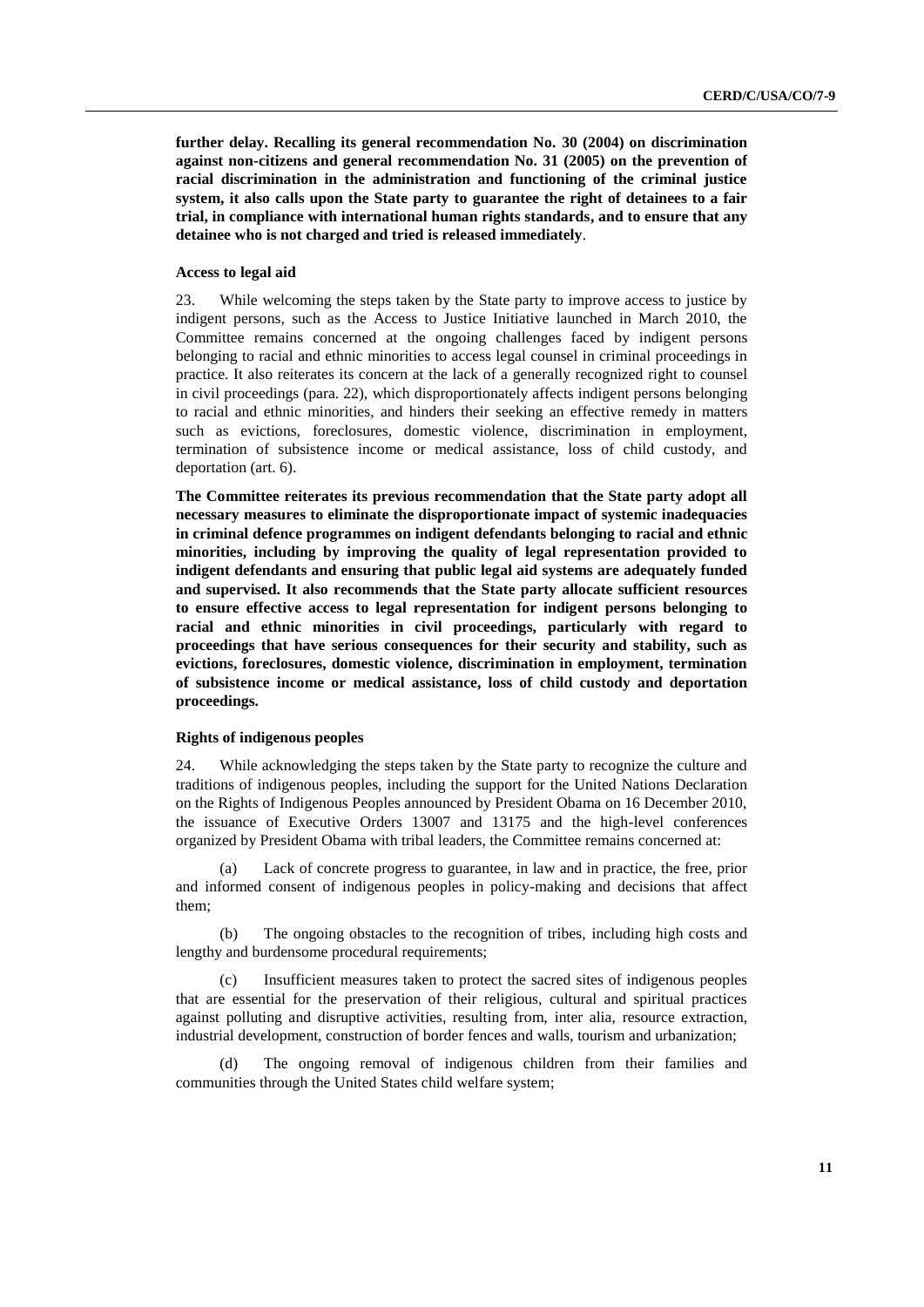**further delay. Recalling its general recommendation No. 30 (2004) on discrimination against non-citizens and general recommendation No. 31 (2005) on the prevention of racial discrimination in the administration and functioning of the criminal justice system, it also calls upon the State party to guarantee the right of detainees to a fair trial, in compliance with international human rights standards, and to ensure that any detainee who is not charged and tried is released immediately**.

### Access to legal aid

23. While welcoming the steps taken by the State party to improve access to justice by indigent persons, such as the Access to Justice Initiative launched in March 2010, the Committee remains concerned at the ongoing challenges faced by indigent persons belonging to racial and ethnic minorities to access legal counsel in criminal proceedings in practice. It also reiterates its concern at the lack of a generally recognized right to counsel in civil proceedings (para. 22), which disproportionately affects indigent persons belonging to racial and ethnic minorities, and hinders their seeking an effective remedy in matters such as evictions, foreclosures, domestic violence, discrimination in employment, termination of subsistence income or medical assistance, loss of child custody, and deportation (art. 6).

**The Committee reiterates its previous recommendation that the State party adopt all necessary measures to eliminate the disproportionate impact of systemic inadequacies in criminal defence programmes on indigent defendants belonging to racial and ethnic minorities, including by improving the quality of legal representation provided to indigent defendants and ensuring that public legal aid systems are adequately funded and supervised. It also recommends that the State party allocate sufficient resources to ensure effective access to legal representation for indigent persons belonging to racial and ethnic minorities in civil proceedings, particularly with regard to proceedings that have serious consequences for their security and stability, such as evictions, foreclosures, domestic violence, discrimination in employment, termination of subsistence income or medical assistance, loss of child custody and deportation proceedings.**

### Rights of indigenous peoples

24. While acknowledging the steps taken by the State party to recognize the culture and traditions of indigenous peoples, including the support for the United Nations Declaration on the Rights of Indigenous Peoples announced by President Obama on 16 December 2010, the issuance of Executive Orders 13007 and 13175 and the high-level conferences organized by President Obama with tribal leaders, the Committee remains concerned at:

(a) Lack of concrete progress to guarantee, in law and in practice, the free, prior and informed consent of indigenous peoples in policy-making and decisions that affect them;

(b) The ongoing obstacles to the recognition of tribes, including high costs and lengthy and burdensome procedural requirements;

(c) Insufficient measures taken to protect the sacred sites of indigenous peoples that are essential for the preservation of their religious, cultural and spiritual practices against polluting and disruptive activities, resulting from, inter alia, resource extraction, industrial development, construction of border fences and walls, tourism and urbanization;

(d) The ongoing removal of indigenous children from their families and communities through the United States child welfare system;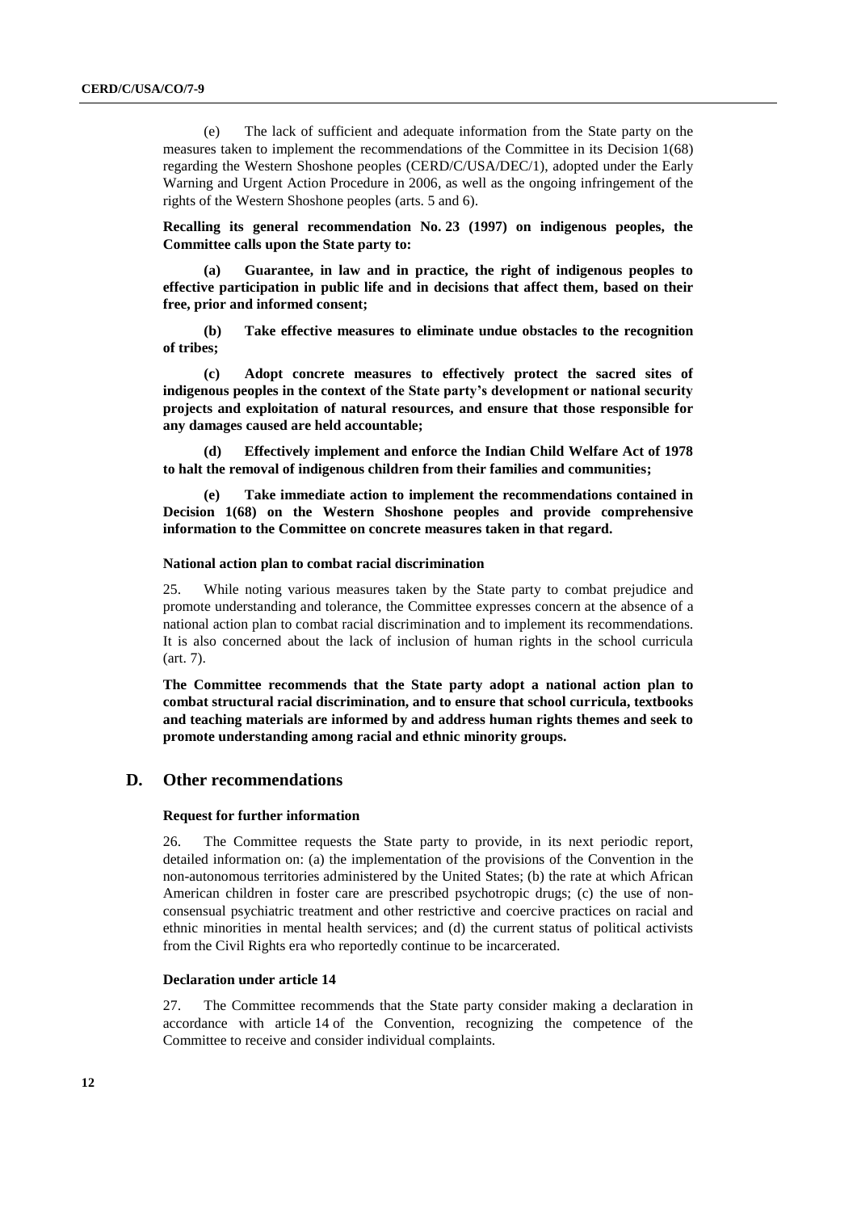(e) The lack of sufficient and adequate information from the State party on the measures taken to implement the recommendations of the Committee in its Decision 1(68) regarding the Western Shoshone peoples (CERD/C/USA/DEC/1), adopted under the Early Warning and Urgent Action Procedure in 2006, as well as the ongoing infringement of the rights of the Western Shoshone peoples (arts. 5 and 6).

**Recalling its general recommendation No. 23 (1997) on indigenous peoples, the Committee calls upon the State party to:**

**(a) Guarantee, in law and in practice, the right of indigenous peoples to effective participation in public life and in decisions that affect them, based on their free, prior and informed consent;**

**(b) Take effective measures to eliminate undue obstacles to the recognition of tribes;**

**(c) Adopt concrete measures to effectively protect the sacred sites of indigenous peoples in the context of the State party's development or national security projects and exploitation of natural resources, and ensure that those responsible for any damages caused are held accountable;**

**(d) Effectively implement and enforce the Indian Child Welfare Act of 1978 to halt the removal of indigenous children from their families and communities;**

**(e) Take immediate action to implement the recommendations contained in Decision 1(68) on the Western Shoshone peoples and provide comprehensive information to the Committee on concrete measures taken in that regard.**

#### National action plan to combat racial discrimination

25. While noting various measures taken by the State party to combat prejudice and promote understanding and tolerance, the Committee expresses concern at the absence of a national action plan to combat racial discrimination and to implement its recommendations. It is also concerned about the lack of inclusion of human rights in the school curricula (art. 7).

**The Committee recommends that the State party adopt a national action plan to combat structural racial discrimination, and to ensure that school curricula, textbooks and teaching materials are informed by and address human rights themes and seek to promote understanding among racial and ethnic minority groups.**

## D. Other recommendations

#### Request for further information

26. The Committee requests the State party to provide, in its next periodic report, detailed information on: (a) the implementation of the provisions of the Convention in the non-autonomous territories administered by the United States; (b) the rate at which African American children in foster care are prescribed psychotropic drugs; (c) the use of non-consensual psychiatric treatment and other restrictive and coercive practices on racial and ethnic minorities in mental health services; and (d) the current status of political activists from the Civil Rights era who reportedly continue to be incarcerated.

#### Declaration under article 14

27. The Committee recommends that the State party consider making a declaration in accordance with article 14 of the Convention, recognizing the competence of the Committee to receive and consider individual complaints.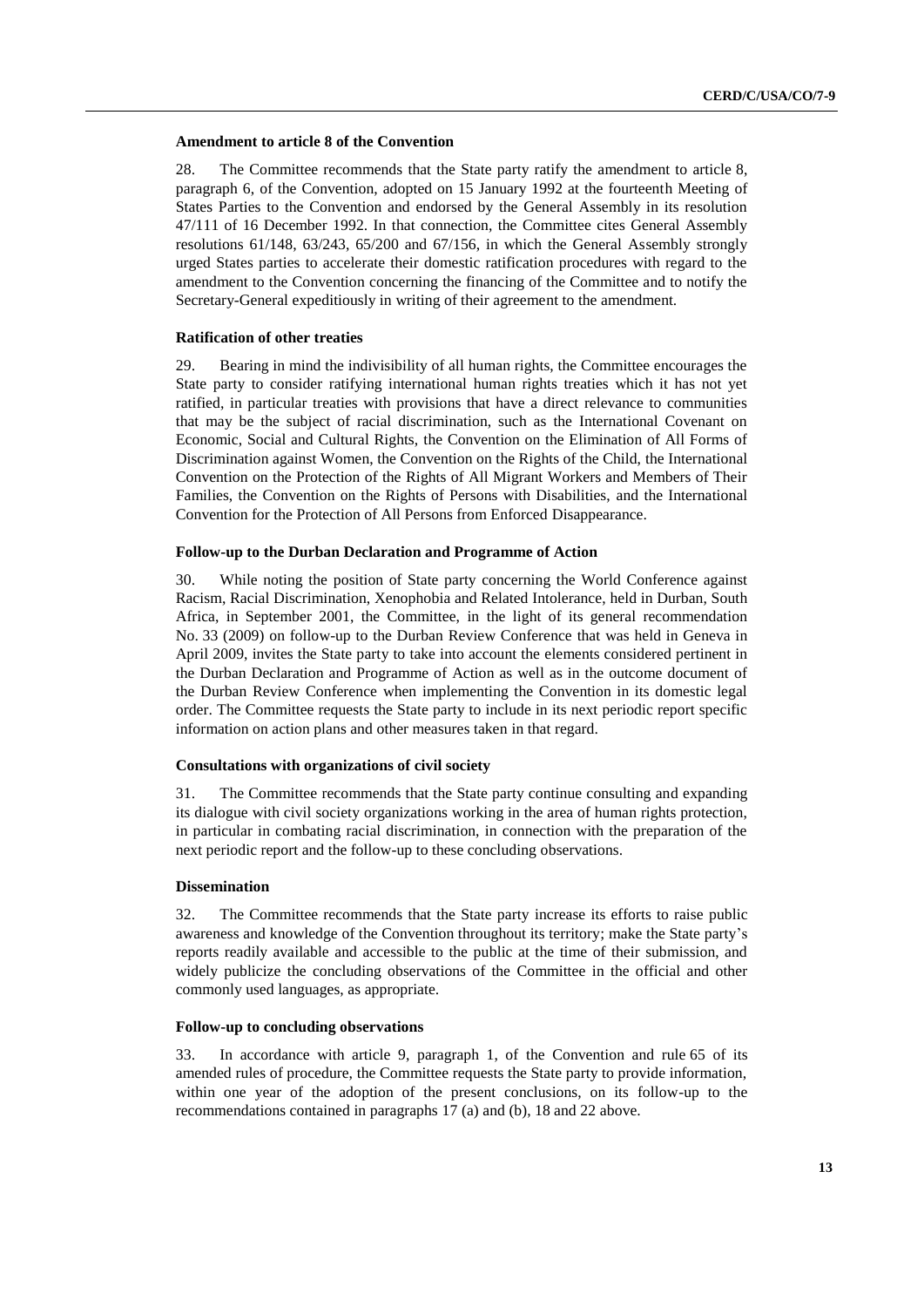### Amendment to article 8 of the Convention

28. The Committee recommends that the State party ratify the amendment to article 8, paragraph 6, of the Convention, adopted on 15 January 1992 at the fourteenth Meeting of States Parties to the Convention and endorsed by the General Assembly in its resolution 47/111 of 16 December 1992. In that connection, the Committee cites General Assembly resolutions 61/148, 63/243, 65/200 and 67/156, in which the General Assembly strongly urged States parties to accelerate their domestic ratification procedures with regard to the amendment to the Convention concerning the financing of the Committee and to notify the Secretary-General expeditiously in writing of their agreement to the amendment.

### Ratification of other treaties

29. Bearing in mind the indivisibility of all human rights, the Committee encourages the State party to consider ratifying international human rights treaties which it has not yet ratified, in particular treaties with provisions that have a direct relevance to communities that may be the subject of racial discrimination, such as the International Covenant on Economic, Social and Cultural Rights, the Convention on the Elimination of All Forms of Discrimination against Women, the Convention on the Rights of the Child, the International Convention on the Protection of the Rights of All Migrant Workers and Members of Their Families, the Convention on the Rights of Persons with Disabilities, and the International Convention for the Protection of All Persons from Enforced Disappearance.

### Follow-up to the Durban Declaration and Programme of Action

30. While noting the position of State party concerning the World Conference against Racism, Racial Discrimination, Xenophobia and Related Intolerance, held in Durban, South Africa, in September 2001, the Committee, in the light of its general recommendation No. 33 (2009) on follow-up to the Durban Review Conference that was held in Geneva in April 2009, invites the State party to take into account the elements considered pertinent in the Durban Declaration and Programme of Action as well as in the outcome document of the Durban Review Conference when implementing the Convention in its domestic legal order. The Committee requests the State party to include in its next periodic report specific information on action plans and other measures taken in that regard.

### Consultations with organizations of civil society

31. The Committee recommends that the State party continue consulting and expanding its dialogue with civil society organizations working in the area of human rights protection, in particular in combating racial discrimination, in connection with the preparation of the next periodic report and the follow-up to these concluding observations.

### Dissemination

32. The Committee recommends that the State party increase its efforts to raise public awareness and knowledge of the Convention throughout its territory; make the State party's reports readily available and accessible to the public at the time of their submission, and widely publicize the concluding observations of the Committee in the official and other commonly used languages, as appropriate.

### Follow-up to concluding observations

33. In accordance with article 9, paragraph 1, of the Convention and rule 65 of its amended rules of procedure, the Committee requests the State party to provide information, within one year of the adoption of the present conclusions, on its follow-up to the recommendations contained in paragraphs 17 (a) and (b), 18 and 22 above.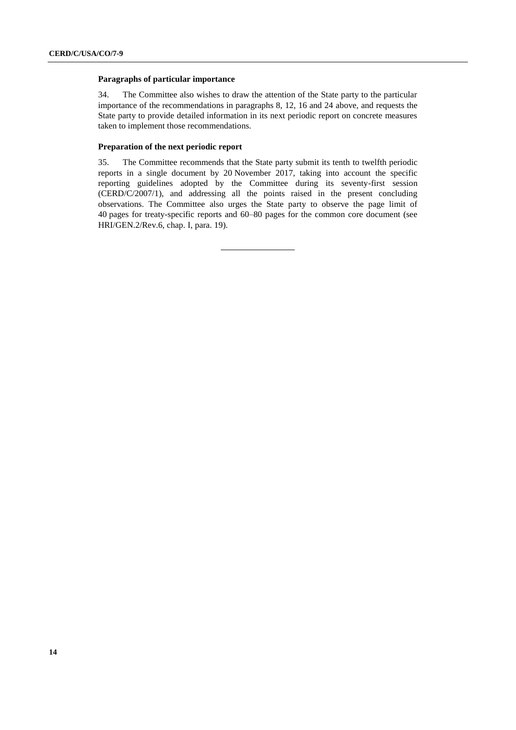### Paragraphs of particular importance

34. The Committee also wishes to draw the attention of the State party to the particular importance of the recommendations in paragraphs 8, 12, 16 and 24 above, and requests the State party to provide detailed information in its next periodic report on concrete measures taken to implement those recommendations.

### Preparation of the next periodic report

35. The Committee recommends that the State party submit its tenth to twelfth periodic reports in a single document by 20 November 2017, taking into account the specific reporting guidelines adopted by the Committee during its seventy-first session (CERD/C/2007/1), and addressing all the points raised in the present concluding observations. The Committee also urges the State party to observe the page limit of 40 pages for treaty-specific reports and 60–80 pages for the common core document (see HRI/GEN.2/Rev.6, chap. I, para. 19).